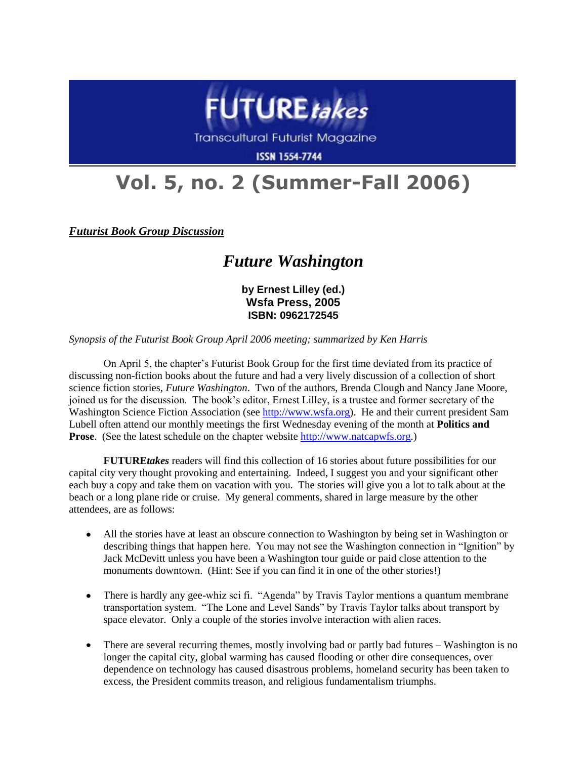# FUTURE*takes*

Transcultural Futurist Magazine

ISSN 1554-7744

# Vol. 5, no. 2 (Summer-Fall 2006)

***Futurist Book Group Discussion***

## *Future Washington*

**by Ernest Lilley (ed.)**
**Wsfa Press, 2005**
**ISBN: 0962172545**

*Synopsis of the Futurist Book Group April 2006 meeting; summarized by Ken Harris*

On April 5, the chapter's Futurist Book Group for the first time deviated from its practice of discussing non-fiction books about the future and had a very lively discussion of a collection of short science fiction stories, *Future Washington*. Two of the authors, Brenda Clough and Nancy Jane Moore, joined us for the discussion. The book's editor, Ernest Lilley, is a trustee and former secretary of the Washington Science Fiction Association (see http://www.wsfa.org). He and their current president Sam Lubell often attend our monthly meetings the first Wednesday evening of the month at **Politics and Prose**. (See the latest schedule on the chapter website http://www.natcapwfs.org.)

**FUTURE*takes*** readers will find this collection of 16 stories about future possibilities for our capital city very thought provoking and entertaining. Indeed, I suggest you and your significant other each buy a copy and take them on vacation with you. The stories will give you a lot to talk about at the beach or a long plane ride or cruise. My general comments, shared in large measure by the other attendees, are as follows:

- All the stories have at least an obscure connection to Washington by being set in Washington or describing things that happen here. You may not see the Washington connection in "Ignition" by Jack McDevitt unless you have been a Washington tour guide or paid close attention to the monuments downtown. (Hint: See if you can find it in one of the other stories!)
- There is hardly any gee-whiz sci fi. "Agenda" by Travis Taylor mentions a quantum membrane transportation system. "The Lone and Level Sands" by Travis Taylor talks about transport by space elevator. Only a couple of the stories involve interaction with alien races.
- There are several recurring themes, mostly involving bad or partly bad futures – Washington is no longer the capital city, global warming has caused flooding or other dire consequences, over dependence on technology has caused disastrous problems, homeland security has been taken to excess, the President commits treason, and religious fundamentalism triumphs.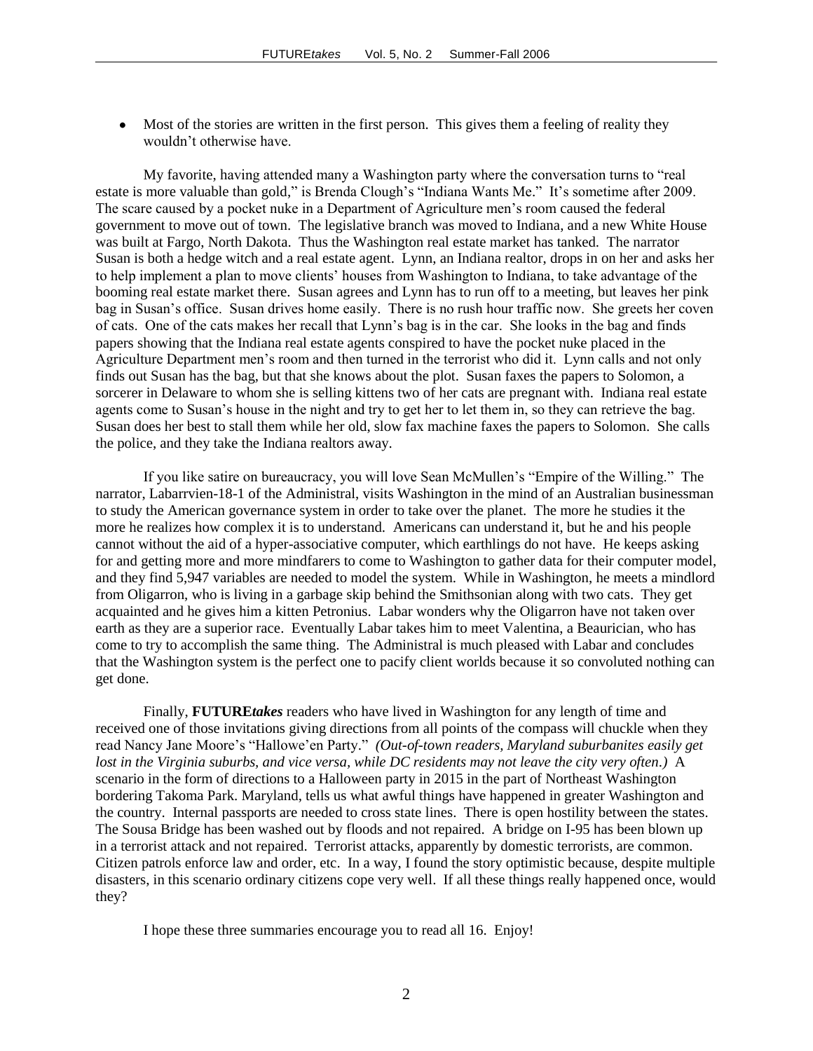- Most of the stories are written in the first person. This gives them a feeling of reality they wouldn't otherwise have.

My favorite, having attended many a Washington party where the conversation turns to "real estate is more valuable than gold," is Brenda Clough's "Indiana Wants Me." It's sometime after 2009. The scare caused by a pocket nuke in a Department of Agriculture men's room caused the federal government to move out of town. The legislative branch was moved to Indiana, and a new White House was built at Fargo, North Dakota. Thus the Washington real estate market has tanked. The narrator Susan is both a hedge witch and a real estate agent. Lynn, an Indiana realtor, drops in on her and asks her to help implement a plan to move clients' houses from Washington to Indiana, to take advantage of the booming real estate market there. Susan agrees and Lynn has to run off to a meeting, but leaves her pink bag in Susan's office. Susan drives home easily. There is no rush hour traffic now. She greets her coven of cats. One of the cats makes her recall that Lynn's bag is in the car. She looks in the bag and finds papers showing that the Indiana real estate agents conspired to have the pocket nuke placed in the Agriculture Department men's room and then turned in the terrorist who did it. Lynn calls and not only finds out Susan has the bag, but that she knows about the plot. Susan faxes the papers to Solomon, a sorcerer in Delaware to whom she is selling kittens two of her cats are pregnant with. Indiana real estate agents come to Susan's house in the night and try to get her to let them in, so they can retrieve the bag. Susan does her best to stall them while her old, slow fax machine faxes the papers to Solomon. She calls the police, and they take the Indiana realtors away.

If you like satire on bureaucracy, you will love Sean McMullen's "Empire of the Willing." The narrator, Labarrvien-18-1 of the Administral, visits Washington in the mind of an Australian businessman to study the American governance system in order to take over the planet. The more he studies it the more he realizes how complex it is to understand. Americans can understand it, but he and his people cannot without the aid of a hyper-associative computer, which earthlings do not have. He keeps asking for and getting more and more mindfarers to come to Washington to gather data for their computer model, and they find 5,947 variables are needed to model the system. While in Washington, he meets a mindlord from Oligarron, who is living in a garbage skip behind the Smithsonian along with two cats. They get acquainted and he gives him a kitten Petronius. Labar wonders why the Oligarron have not taken over earth as they are a superior race. Eventually Labar takes him to meet Valentina, a Beaurician, who has come to try to accomplish the same thing. The Administral is much pleased with Labar and concludes that the Washington system is the perfect one to pacify client worlds because it so convoluted nothing can get done.

Finally, **FUTURE*takes*** readers who have lived in Washington for any length of time and received one of those invitations giving directions from all points of the compass will chuckle when they read Nancy Jane Moore's "Hallowe'en Party." *(Out-of-town readers, Maryland suburbanites easily get lost in the Virginia suburbs, and vice versa, while DC residents may not leave the city very often.)* A scenario in the form of directions to a Halloween party in 2015 in the part of Northeast Washington bordering Takoma Park. Maryland, tells us what awful things have happened in greater Washington and the country. Internal passports are needed to cross state lines. There is open hostility between the states. The Sousa Bridge has been washed out by floods and not repaired. A bridge on I-95 has been blown up in a terrorist attack and not repaired. Terrorist attacks, apparently by domestic terrorists, are common. Citizen patrols enforce law and order, etc. In a way, I found the story optimistic because, despite multiple disasters, in this scenario ordinary citizens cope very well. If all these things really happened once, would they?

I hope these three summaries encourage you to read all 16. Enjoy!